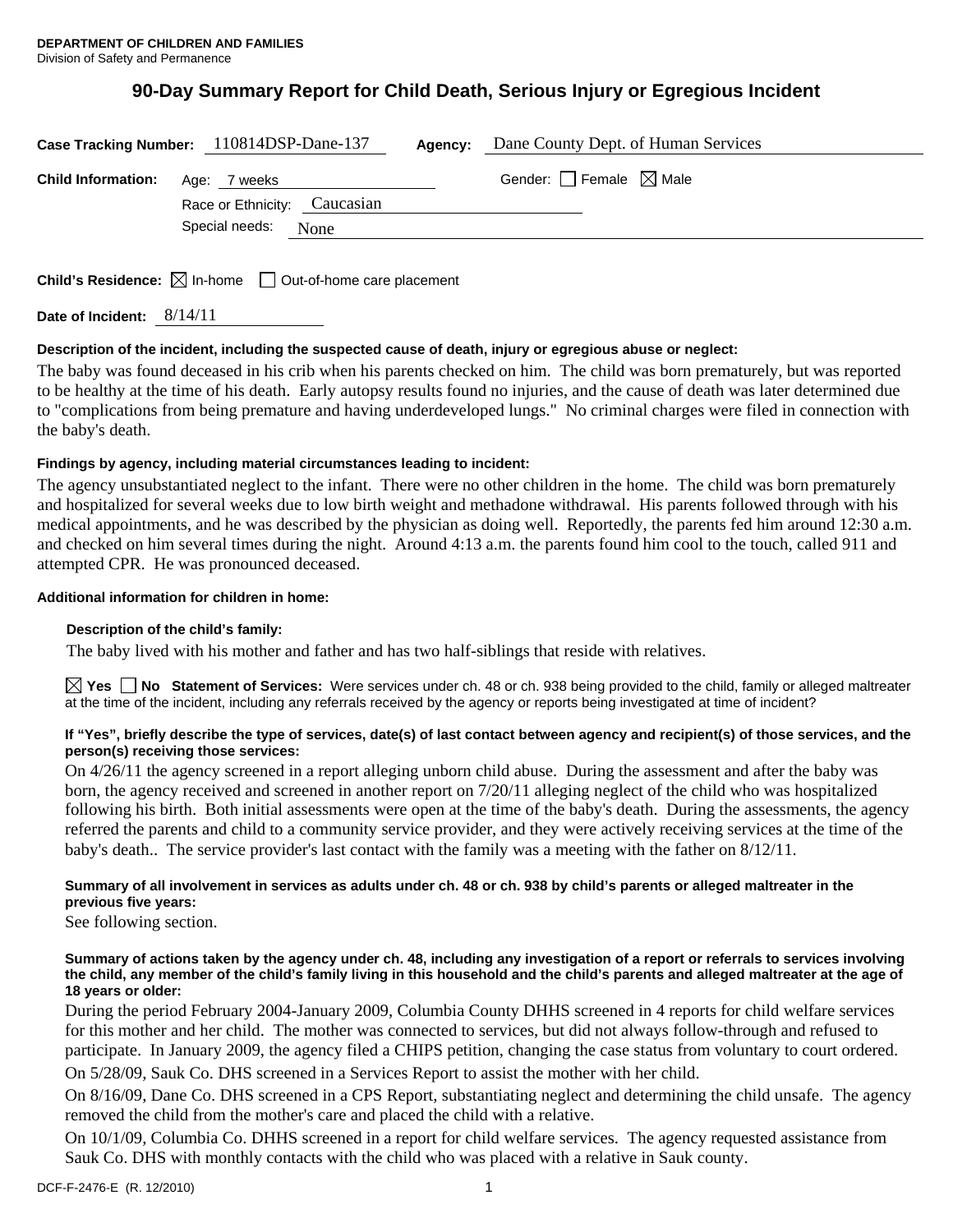**DEPARTMENT OF CHILDREN AND FAMILIES**
Division of Safety and Permanence

# 90-Day Summary Report for Child Death, Serious Injury or Egregious Incident

**Case Tracking Number:** 110814DSP-Dane-137 **Agency:** Dane County Dept. of Human Services

**Child Information:** Age: 7 weeks Gender: ☐ Female ☒ Male

Race or Ethnicity: Caucasian

Special needs: None

**Child's Residence:** ☒ In-home ☐ Out-of-home care placement

**Date of Incident:** 8/14/11

### Description of the incident, including the suspected cause of death, injury or egregious abuse or neglect:

The baby was found deceased in his crib when his parents checked on him. The child was born prematurely, but was reported to be healthy at the time of his death. Early autopsy results found no injuries, and the cause of death was later determined due to "complications from being premature and having underdeveloped lungs." No criminal charges were filed in connection with the baby's death.

### Findings by agency, including material circumstances leading to incident:

The agency unsubstantiated neglect to the infant. There were no other children in the home. The child was born prematurely and hospitalized for several weeks due to low birth weight and methadone withdrawal. His parents followed through with his medical appointments, and he was described by the physician as doing well. Reportedly, the parents fed him around 12:30 a.m. and checked on him several times during the night. Around 4:13 a.m. the parents found him cool to the touch, called 911 and attempted CPR. He was pronounced deceased.

### Additional information for children in home:

**Description of the child's family:**

The baby lived with his mother and father and has two half-siblings that reside with relatives.

☒ **Yes** ☐ **No** **Statement of Services:** Were services under ch. 48 or ch. 938 being provided to the child, family or alleged maltreater at the time of the incident, including any referrals received by the agency or reports being investigated at time of incident?

**If "Yes", briefly describe the type of services, date(s) of last contact between agency and recipient(s) of those services, and the person(s) receiving those services:**

On 4/26/11 the agency screened in a report alleging unborn child abuse. During the assessment and after the baby was born, the agency received and screened in another report on 7/20/11 alleging neglect of the child who was hospitalized following his birth. Both initial assessments were open at the time of the baby's death. During the assessments, the agency referred the parents and child to a community service provider, and they were actively receiving services at the time of the baby's death.. The service provider's last contact with the family was a meeting with the father on 8/12/11.

**Summary of all involvement in services as adults under ch. 48 or ch. 938 by child's parents or alleged maltreater in the previous five years:**

See following section.

**Summary of actions taken by the agency under ch. 48, including any investigation of a report or referrals to services involving the child, any member of the child's family living in this household and the child's parents and alleged maltreater at the age of 18 years or older:**

During the period February 2004-January 2009, Columbia County DHHS screened in 4 reports for child welfare services for this mother and her child. The mother was connected to services, but did not always follow-through and refused to participate. In January 2009, the agency filed a CHIPS petition, changing the case status from voluntary to court ordered.

On 5/28/09, Sauk Co. DHS screened in a Services Report to assist the mother with her child.

On 8/16/09, Dane Co. DHS screened in a CPS Report, substantiating neglect and determining the child unsafe. The agency removed the child from the mother's care and placed the child with a relative.

On 10/1/09, Columbia Co. DHHS screened in a report for child welfare services. The agency requested assistance from Sauk Co. DHS with monthly contacts with the child who was placed with a relative in Sauk county.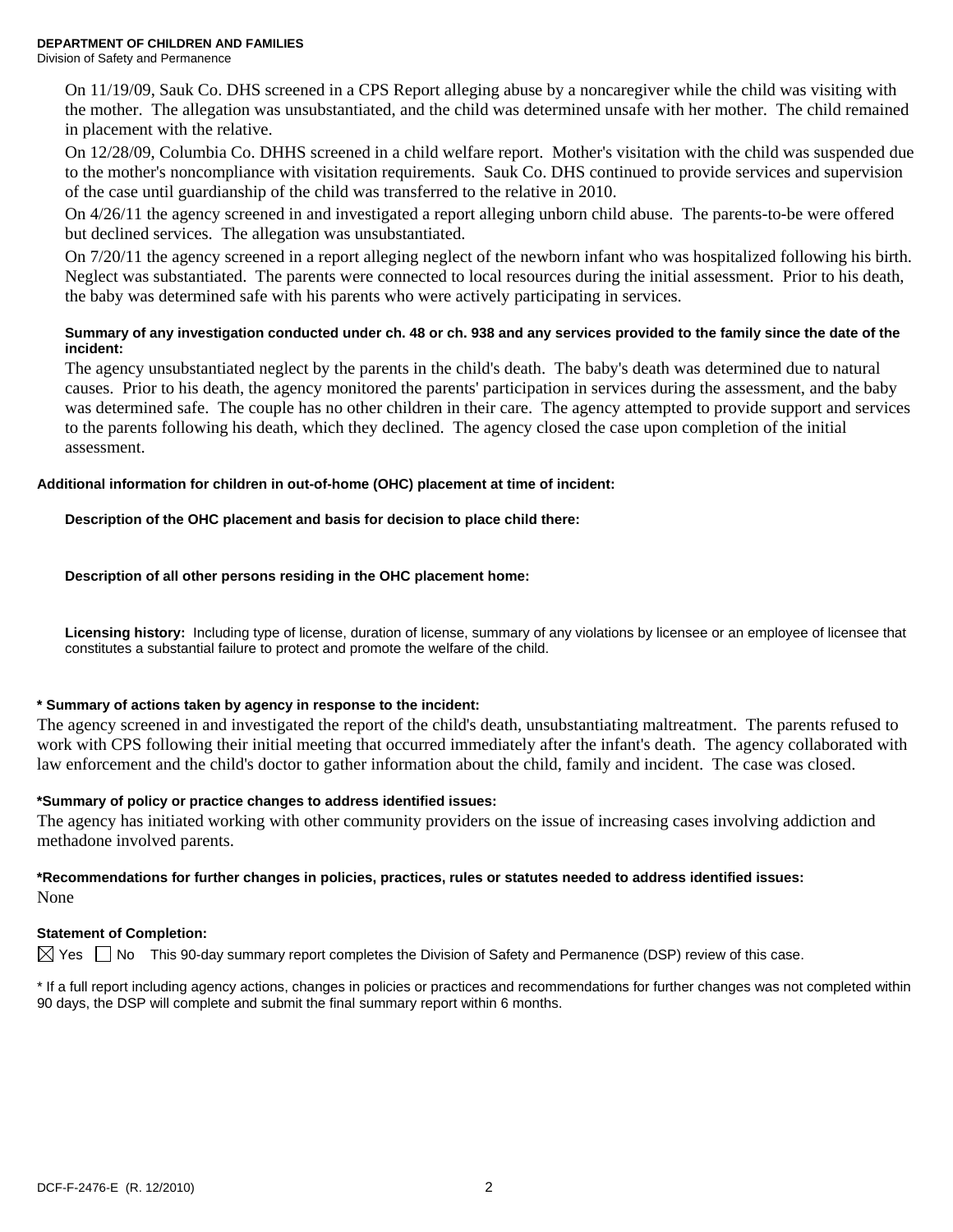On 11/19/09, Sauk Co. DHS screened in a CPS Report alleging abuse by a noncaregiver while the child was visiting with the mother. The allegation was unsubstantiated, and the child was determined unsafe with her mother. The child remained in placement with the relative.

On 12/28/09, Columbia Co. DHHS screened in a child welfare report. Mother's visitation with the child was suspended due to the mother's noncompliance with visitation requirements. Sauk Co. DHS continued to provide services and supervision of the case until guardianship of the child was transferred to the relative in 2010.

On 4/26/11 the agency screened in and investigated a report alleging unborn child abuse. The parents-to-be were offered but declined services. The allegation was unsubstantiated.

On 7/20/11 the agency screened in a report alleging neglect of the newborn infant who was hospitalized following his birth. Neglect was substantiated. The parents were connected to local resources during the initial assessment. Prior to his death, the baby was determined safe with his parents who were actively participating in services.

**Summary of any investigation conducted under ch. 48 or ch. 938 and any services provided to the family since the date of the incident:**

The agency unsubstantiated neglect by the parents in the child's death. The baby's death was determined due to natural causes. Prior to his death, the agency monitored the parents' participation in services during the assessment, and the baby was determined safe. The couple has no other children in their care. The agency attempted to provide support and services to the parents following his death, which they declined. The agency closed the case upon completion of the initial assessment.

**Additional information for children in out-of-home (OHC) placement at time of incident:**

**Description of the OHC placement and basis for decision to place child there:**

**Description of all other persons residing in the OHC placement home:**

**Licensing history:** Including type of license, duration of license, summary of any violations by licensee or an employee of licensee that constitutes a substantial failure to protect and promote the welfare of the child.

**\* Summary of actions taken by agency in response to the incident:**

The agency screened in and investigated the report of the child's death, unsubstantiating maltreatment. The parents refused to work with CPS following their initial meeting that occurred immediately after the infant's death. The agency collaborated with law enforcement and the child's doctor to gather information about the child, family and incident. The case was closed.

**\*Summary of policy or practice changes to address identified issues:**

The agency has initiated working with other community providers on the issue of increasing cases involving addiction and methadone involved parents.

**\*Recommendations for further changes in policies, practices, rules or statutes needed to address identified issues:**

None

**Statement of Completion:**

☒ Yes ☐ No This 90-day summary report completes the Division of Safety and Permanence (DSP) review of this case.

\* If a full report including agency actions, changes in policies or practices and recommendations for further changes was not completed within 90 days, the DSP will complete and submit the final summary report within 6 months.